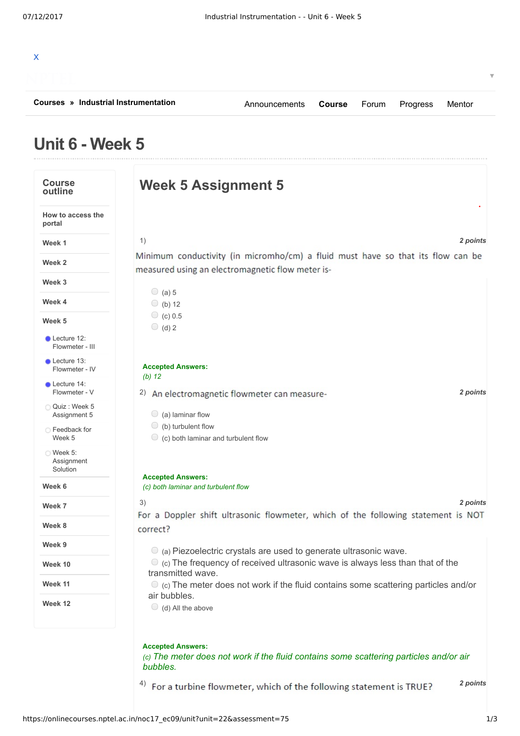# Unit 6 - Week 5

Courses » Industrial Instrumentation

Announcements | Course | Forum | Progress | Mentor

**Course outline**

- How to access the portal
- Week 1
- Week 2
- Week 3
- Week 4
- Week 5
  - Lecture 12: Flowmeter - III
  - Lecture 13: Flowmeter - IV
  - Lecture 14: Flowmeter - V
  - Quiz : Week 5 Assignment 5
  - Feedback for Week 5
  - Week 5: Assignment Solution
- Week 6
- Week 7
- Week 8
- Week 9
- Week 10
- Week 11
- Week 12

## Week 5 Assignment 5

1) *2 points*

Minimum conductivity (in micromho/cm) a fluid must have so that its flow can be measured using an electromagnetic flow meter is-

- (a) 5
- (b) 12
- (c) 0.5
- (d) 2

**Accepted Answers:**
*(b) 12*

2) An electromagnetic flowmeter can measure- *2 points*

- (a) laminar flow
- (b) turbulent flow
- (c) both laminar and turbulent flow

**Accepted Answers:**
*(c) both laminar and turbulent flow*

3) *2 points*

For a Doppler shift ultrasonic flowmeter, which of the following statement is NOT correct?

- (a) Piezoelectric crystals are used to generate ultrasonic wave.
- (c) The frequency of received ultrasonic wave is always less than that of the transmitted wave.
- (c) The meter does not work if the fluid contains some scattering particles and/or air bubbles.
- (d) All the above

**Accepted Answers:**
*(c) The meter does not work if the fluid contains some scattering particles and/or air bubbles.*

4) For a turbine flowmeter, which of the following statement is TRUE? *2 points*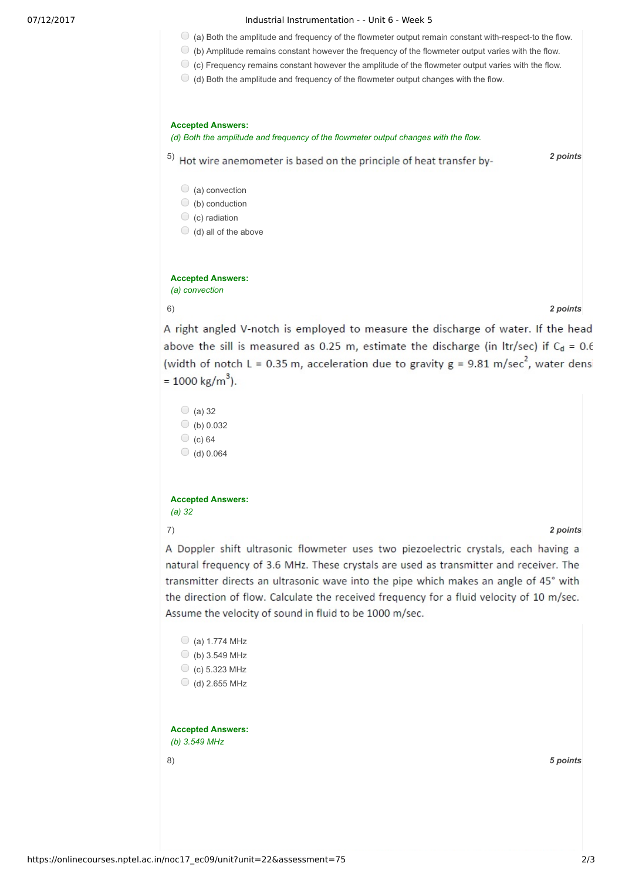(a) Both the amplitude and frequency of the flowmeter output remain constant with-respect-to the flow.
(b) Amplitude remains constant however the frequency of the flowmeter output varies with the flow.
(c) Frequency remains constant however the amplitude of the flowmeter output varies with the flow.
(d) Both the amplitude and frequency of the flowmeter output changes with the flow.

**Accepted Answers:**
*(d) Both the amplitude and frequency of the flowmeter output changes with the flow.*

5) Hot wire anemometer is based on the principle of heat transfer by- **2 points**

(a) convection
(b) conduction
(c) radiation
(d) all of the above

**Accepted Answers:**
*(a) convection*

6) **2 points**

A right angled V-notch is employed to measure the discharge of water. If the head above the sill is measured as 0.25 m, estimate the discharge (in ltr/sec) if $C_d$ = 0.6 (width of notch L = 0.35 m, acceleration due to gravity g = 9.81 m/sec$^2$, water densi = 1000 kg/m$^3$).

(a) 32
(b) 0.032
(c) 64
(d) 0.064

**Accepted Answers:**
*(a) 32*

7) **2 points**

A Doppler shift ultrasonic flowmeter uses two piezoelectric crystals, each having a natural frequency of 3.6 MHz. These crystals are used as transmitter and receiver. The transmitter directs an ultrasonic wave into the pipe which makes an angle of 45° with the direction of flow. Calculate the received frequency for a fluid velocity of 10 m/sec. Assume the velocity of sound in fluid to be 1000 m/sec.

(a) 1.774 MHz
(b) 3.549 MHz
(c) 5.323 MHz
(d) 2.655 MHz

**Accepted Answers:**
*(b) 3.549 MHz*

8) **5 points**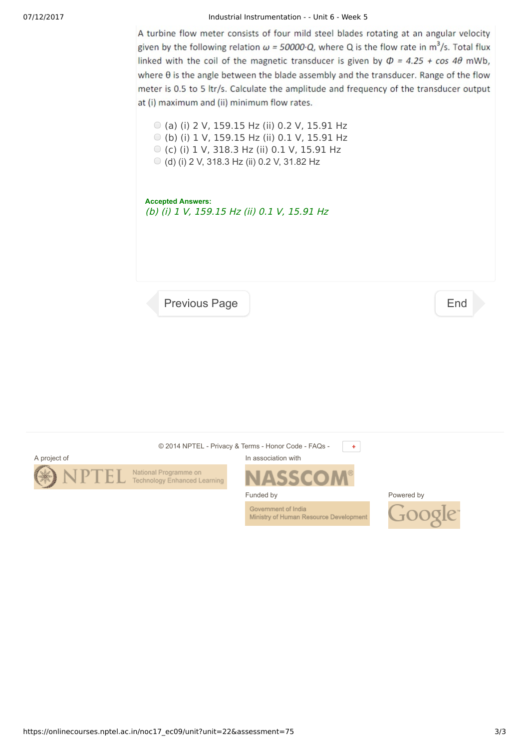A turbine flow meter consists of four mild steel blades rotating at an angular velocity given by the following relation $\omega = 50000 \cdot Q$, where Q is the flow rate in $m^3/s$. Total flux linked with the coil of the magnetic transducer is given by $\Phi = 4.25 + \cos 4\theta$ mWb, where θ is the angle between the blade assembly and the transducer. Range of the flow meter is 0.5 to 5 ltr/s. Calculate the amplitude and frequency of the transducer output at (i) maximum and (ii) minimum flow rates.

- (a) (i) 2 V, 159.15 Hz (ii) 0.2 V, 15.91 Hz
- (b) (i) 1 V, 159.15 Hz (ii) 0.1 V, 15.91 Hz
- (c) (i) 1 V, 318.3 Hz (ii) 0.1 V, 15.91 Hz
- (d) (i) 2 V, 318.3 Hz (ii) 0.2 V, 31.82 Hz

**Accepted Answers:**
*(b) (i) 1 V, 159.15 Hz (ii) 0.1 V, 15.91 Hz*

Previous Page

End

© 2014 NPTEL - Privacy & Terms - Honor Code - FAQs -

A project of

NPTEL National Programme on Technology Enhanced Learning

In association with

NASSCOM®

Funded by

Government of India Ministry of Human Resource Development

Powered by

Google